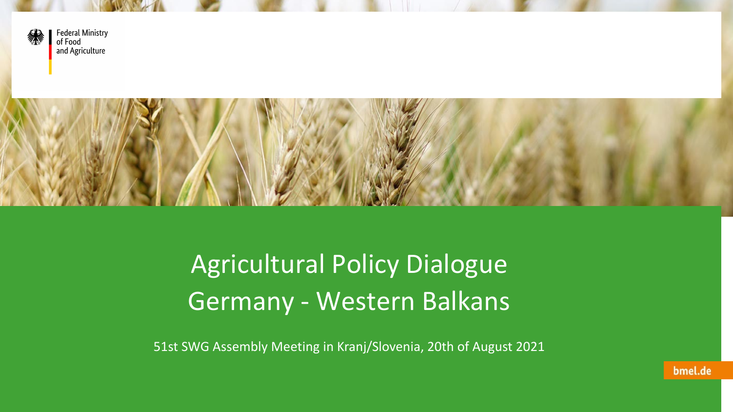Federal Ministry of Food and Agriculture

# Agricultural Policy Dialogue Germany - Western Balkans

51st SWG Assembly Meeting in Kranj/Slovenia, 20th of August 2021

bmel.de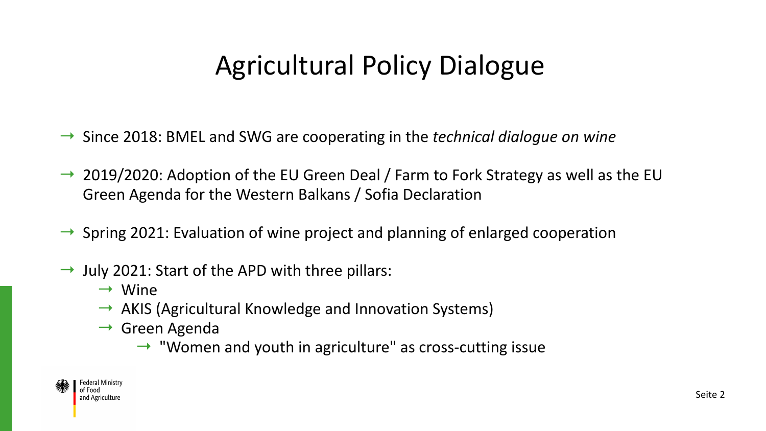# Agricultural Policy Dialogue

- Since 2018: BMEL and SWG are cooperating in the *technical dialogue on wine*
- 2019/2020: Adoption of the EU Green Deal / Farm to Fork Strategy as well as the EU Green Agenda for the Western Balkans / Sofia Declaration
- Spring 2021: Evaluation of wine project and planning of enlarged cooperation
- July 2021: Start of the APD with three pillars:
  - Wine
  - AKIS (Agricultural Knowledge and Innovation Systems)
  - Green Agenda
    - "Women and youth in agriculture" as cross-cutting issue

Federal Ministry of Food and Agriculture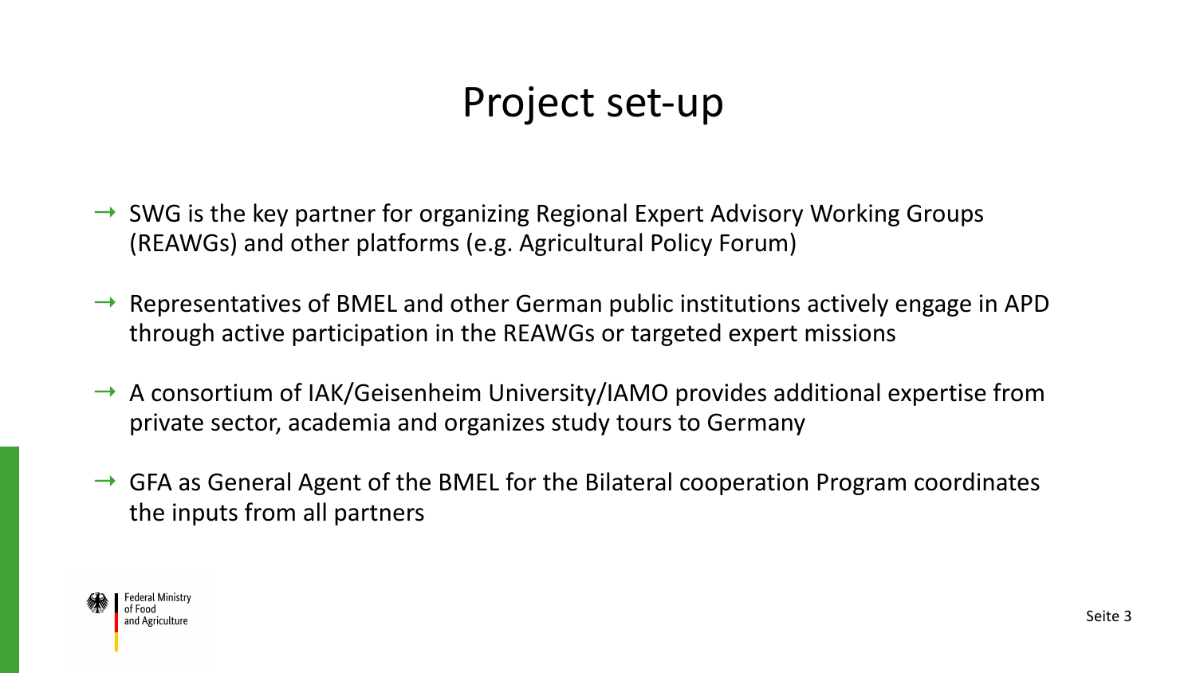# Project set-up

- → SWG is the key partner for organizing Regional Expert Advisory Working Groups (REAWGs) and other platforms (e.g. Agricultural Policy Forum)
- → Representatives of BMEL and other German public institutions actively engage in APD through active participation in the REAWGs or targeted expert missions
- → A consortium of IAK/Geisenheim University/IAMO provides additional expertise from private sector, academia and organizes study tours to Germany
- → GFA as General Agent of the BMEL for the Bilateral cooperation Program coordinates the inputs from all partners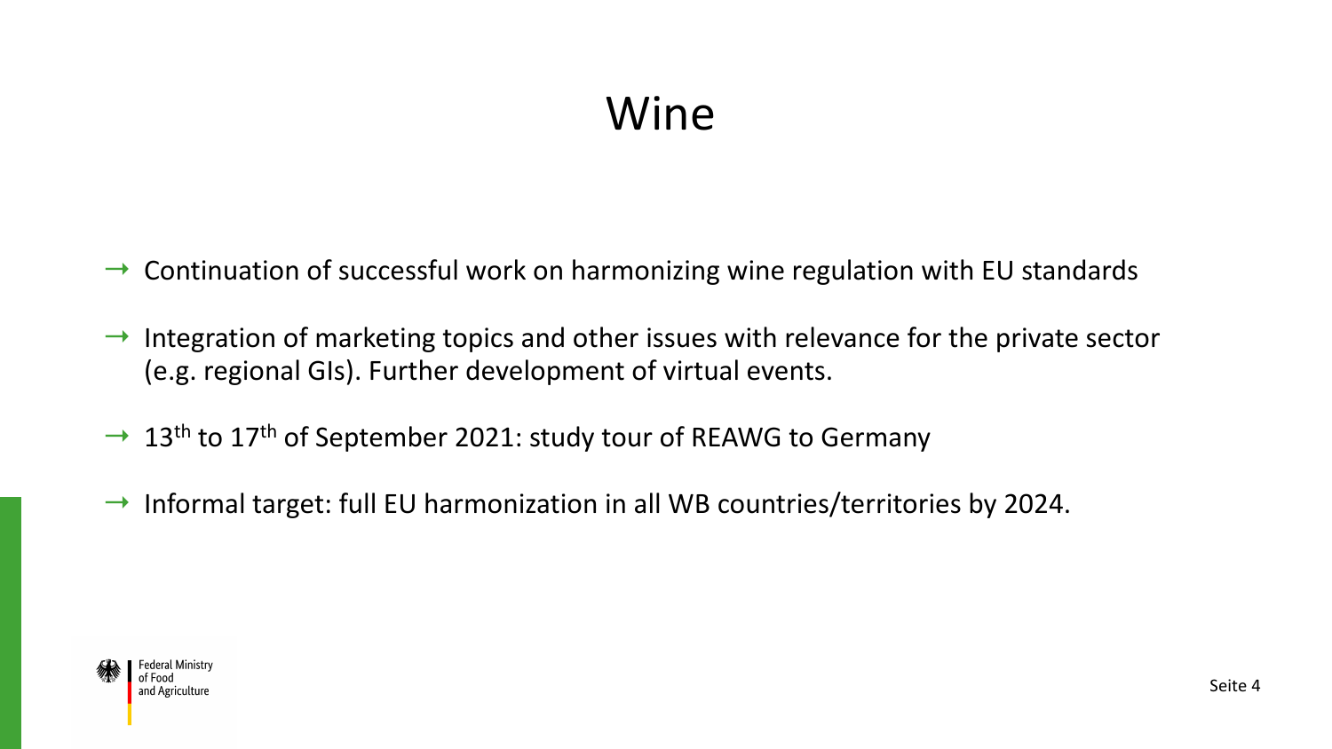# Wine

- → Continuation of successful work on harmonizing wine regulation with EU standards
- → Integration of marketing topics and other issues with relevance for the private sector (e.g. regional GIs). Further development of virtual events.
- → 13th to 17th of September 2021: study tour of REAWG to Germany
- → Informal target: full EU harmonization in all WB countries/territories by 2024.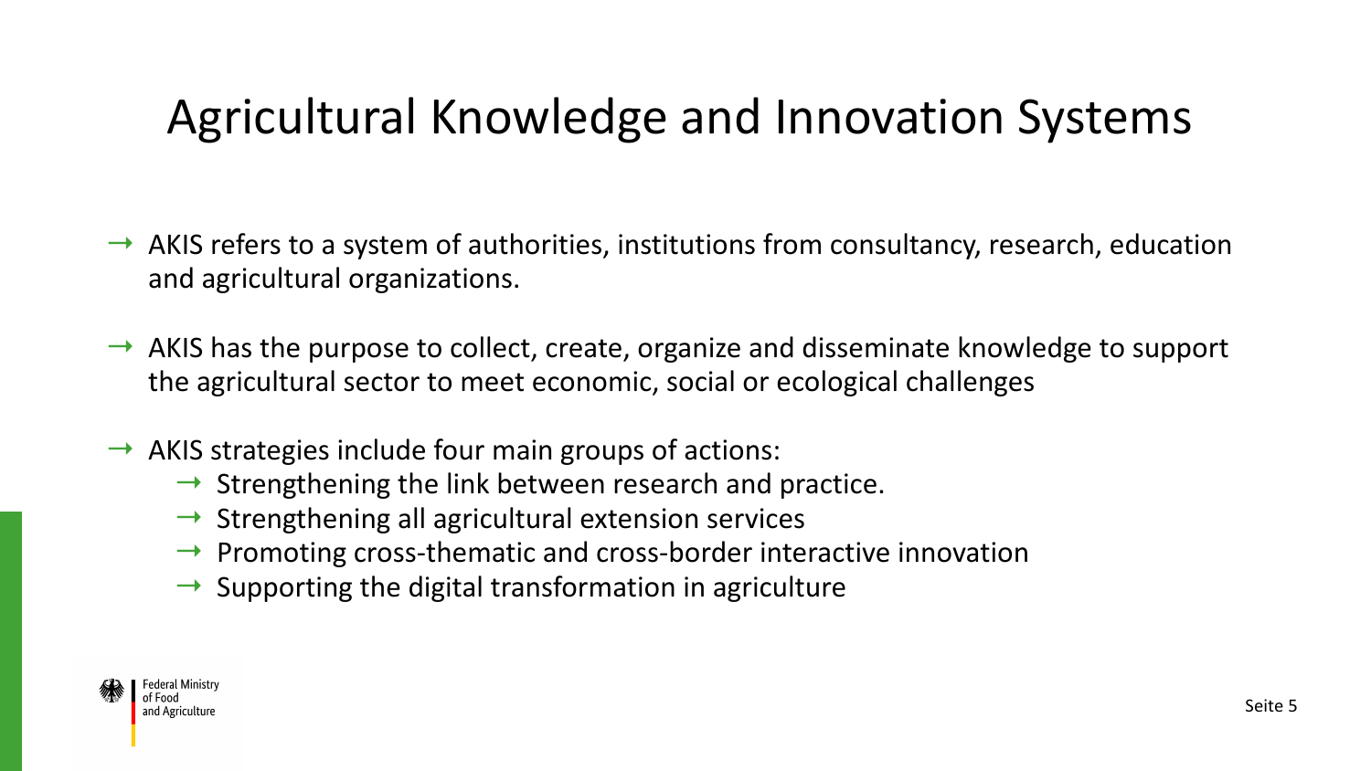# Agricultural Knowledge and Innovation Systems

- AKIS refers to a system of authorities, institutions from consultancy, research, education and agricultural organizations.
- AKIS has the purpose to collect, create, organize and disseminate knowledge to support the agricultural sector to meet economic, social or ecological challenges
- AKIS strategies include four main groups of actions:
  - Strengthening the link between research and practice.
  - Strengthening all agricultural extension services
  - Promoting cross-thematic and cross-border interactive innovation
  - Supporting the digital transformation in agriculture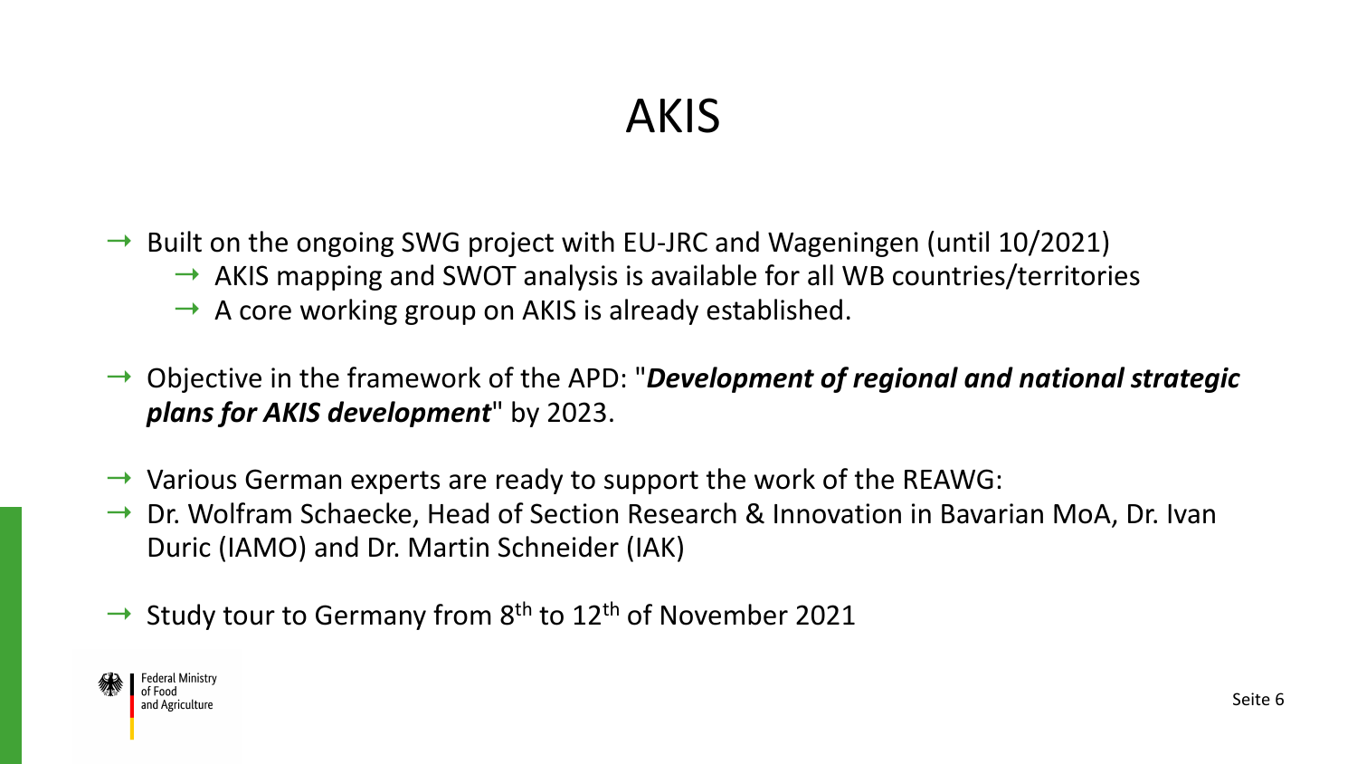# AKIS

- Built on the ongoing SWG project with EU-JRC and Wageningen (until 10/2021)
  - AKIS mapping and SWOT analysis is available for all WB countries/territories
  - A core working group on AKIS is already established.
- Objective in the framework of the APD: "***Development of regional and national strategic plans for AKIS development***" by 2023.
- Various German experts are ready to support the work of the REAWG:
- Dr. Wolfram Schaecke, Head of Section Research & Innovation in Bavarian MoA, Dr. Ivan Duric (IAMO) and Dr. Martin Schneider (IAK)
- Study tour to Germany from 8th to 12th of November 2021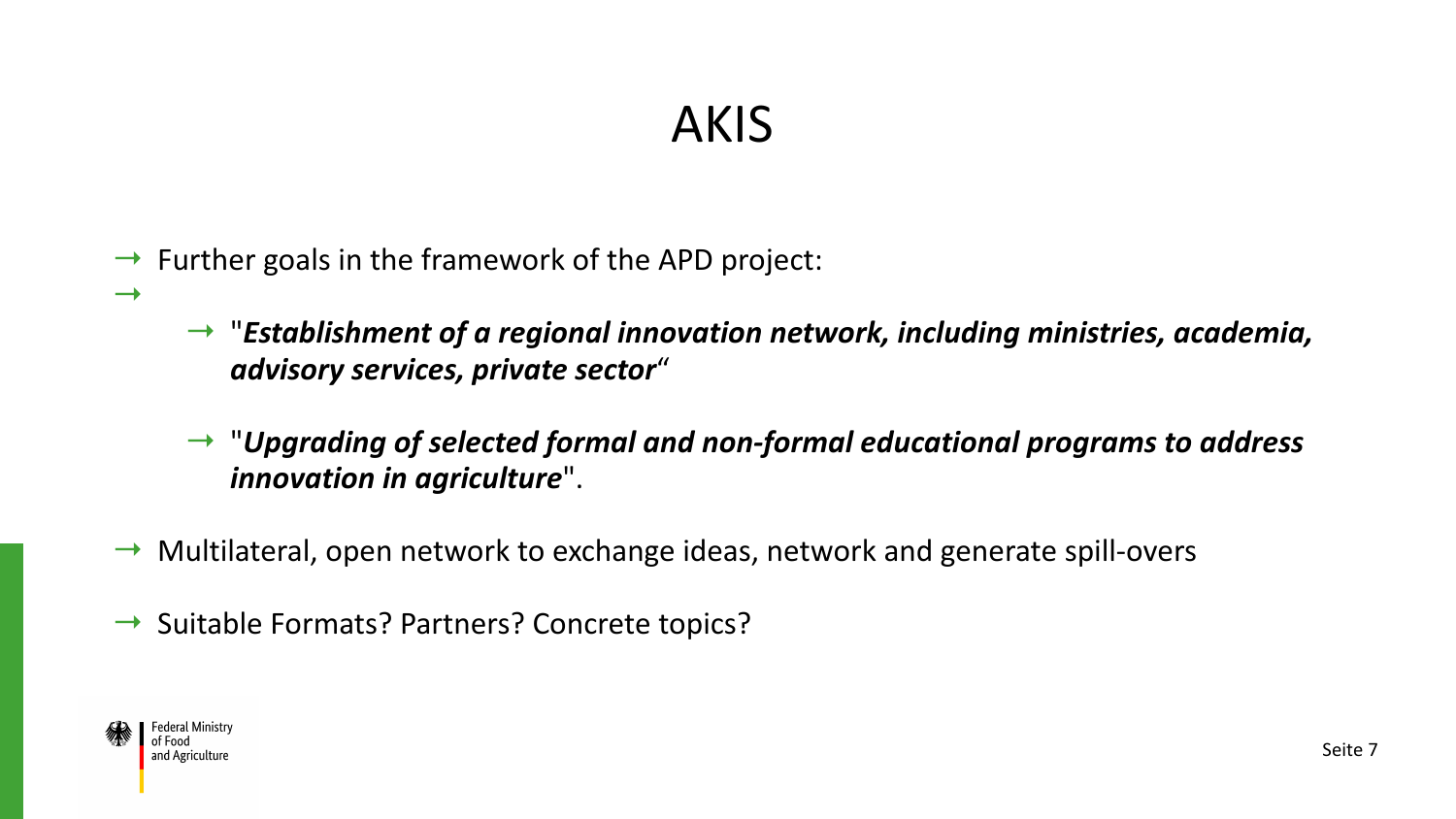# AKIS

- Further goals in the framework of the APD project:
-
    - "***Establishment of a regional innovation network, including ministries, academia, advisory services, private sector***"
    - "***Upgrading of selected formal and non-formal educational programs to address innovation in agriculture***".
- Multilateral, open network to exchange ideas, network and generate spill-overs
- Suitable Formats? Partners? Concrete topics?

Federal Ministry of Food and Agriculture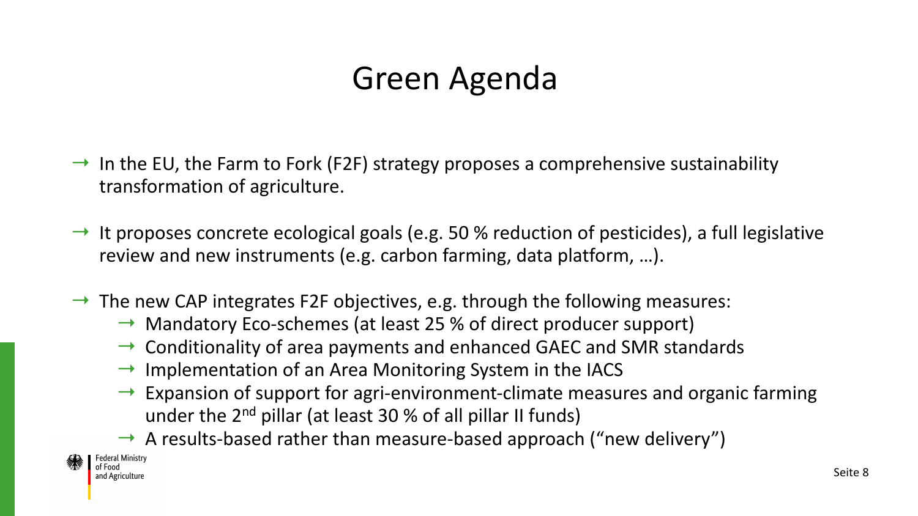# Green Agenda

- In the EU, the Farm to Fork (F2F) strategy proposes a comprehensive sustainability transformation of agriculture.
- It proposes concrete ecological goals (e.g. 50 % reduction of pesticides), a full legislative review and new instruments (e.g. carbon farming, data platform, …).
- The new CAP integrates F2F objectives, e.g. through the following measures:
  - Mandatory Eco-schemes (at least 25 % of direct producer support)
  - Conditionality of area payments and enhanced GAEC and SMR standards
  - Implementation of an Area Monitoring System in the IACS
  - Expansion of support for agri-environment-climate measures and organic farming under the 2nd pillar (at least 30 % of all pillar II funds)
  - A results-based rather than measure-based approach ("new delivery")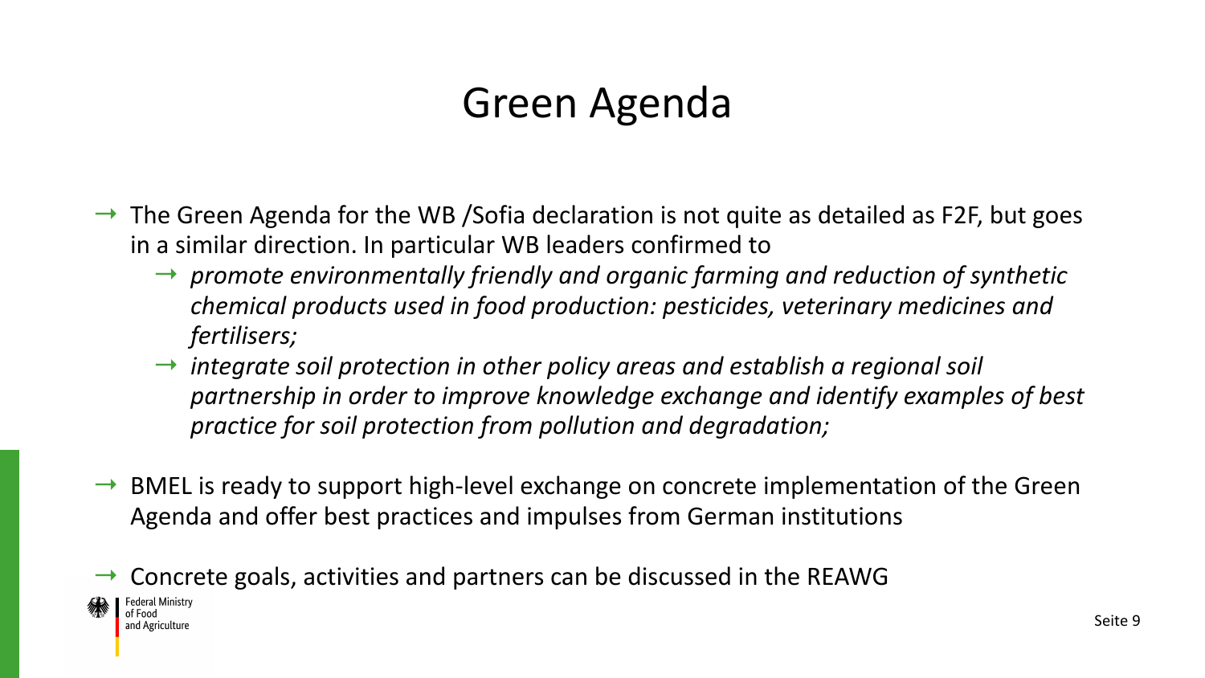# Green Agenda

- The Green Agenda for the WB /Sofia declaration is not quite as detailed as F2F, but goes in a similar direction. In particular WB leaders confirmed to
  - *promote environmentally friendly and organic farming and reduction of synthetic chemical products used in food production: pesticides, veterinary medicines and fertilisers;*
  - *integrate soil protection in other policy areas and establish a regional soil partnership in order to improve knowledge exchange and identify examples of best practice for soil protection from pollution and degradation;*
- BMEL is ready to support high-level exchange on concrete implementation of the Green Agenda and offer best practices and impulses from German institutions
- Concrete goals, activities and partners can be discussed in the REAWG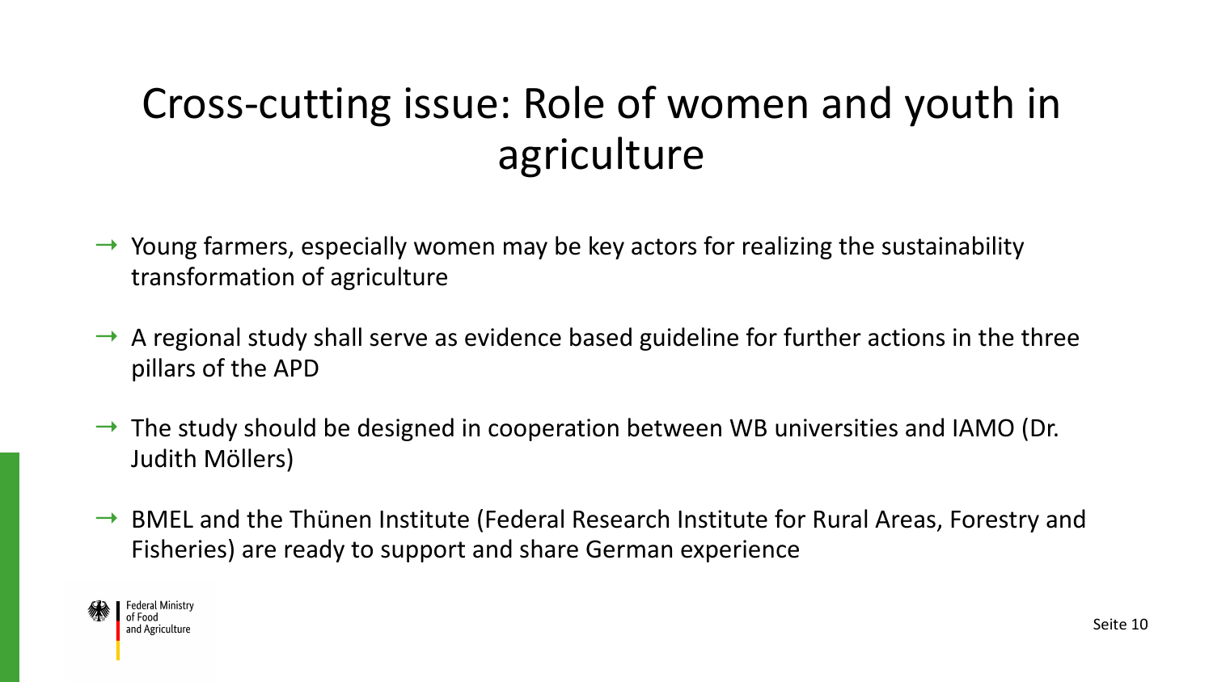# Cross-cutting issue: Role of women and youth in agriculture

- → Young farmers, especially women may be key actors for realizing the sustainability transformation of agriculture
- → A regional study shall serve as evidence based guideline for further actions in the three pillars of the APD
- → The study should be designed in cooperation between WB universities and IAMO (Dr. Judith Möllers)
- → BMEL and the Thünen Institute (Federal Research Institute for Rural Areas, Forestry and Fisheries) are ready to support and share German experience

Federal Ministry of Food and Agriculture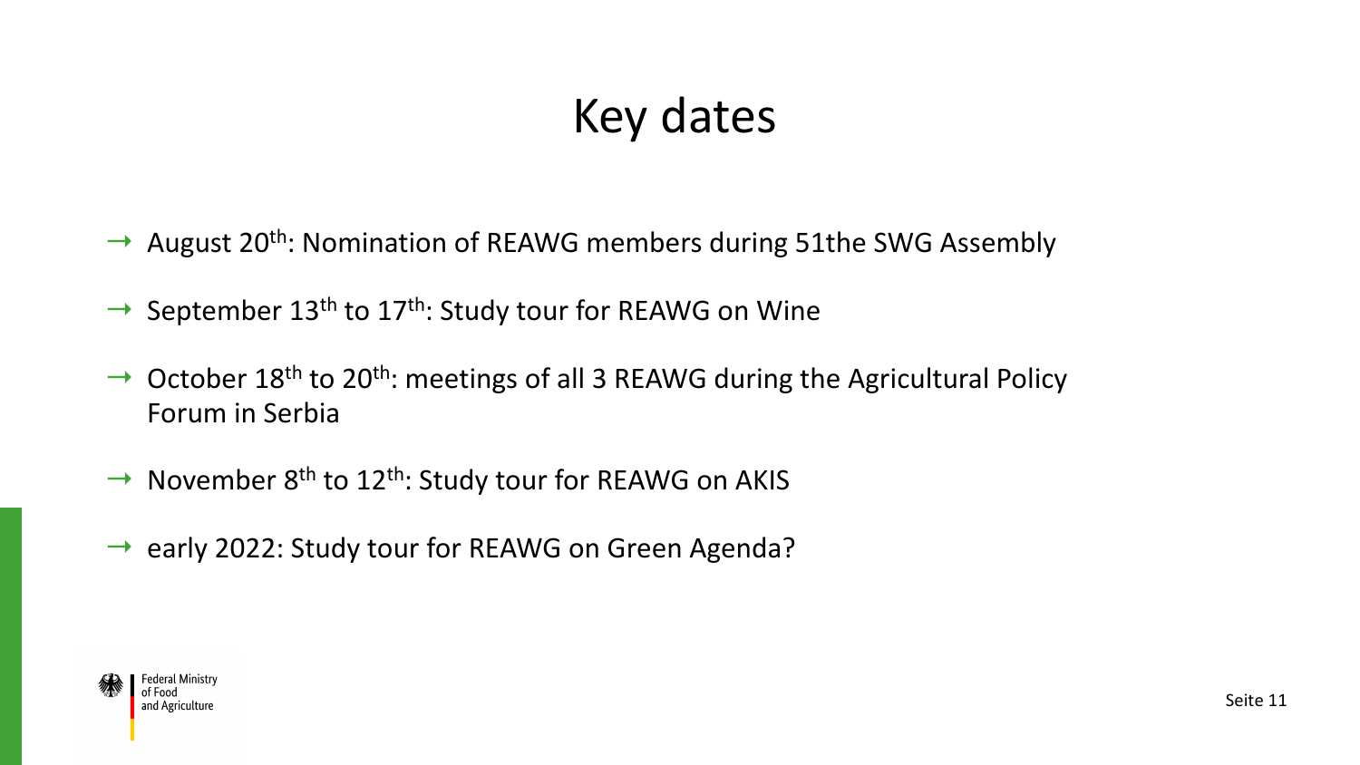# Key dates

- August 20th: Nomination of REAWG members during 51the SWG Assembly
- September 13th to 17th: Study tour for REAWG on Wine
- October 18th to 20th: meetings of all 3 REAWG during the Agricultural Policy Forum in Serbia
- November 8th to 12th: Study tour for REAWG on AKIS
- early 2022: Study tour for REAWG on Green Agenda?

Federal Ministry of Food and Agriculture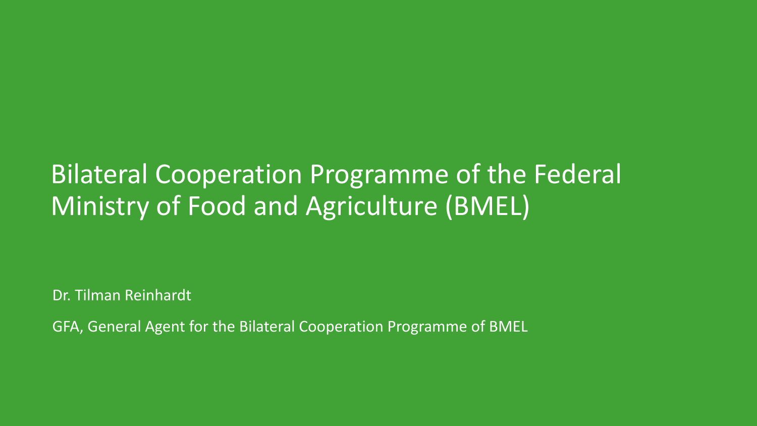# Bilateral Cooperation Programme of the Federal Ministry of Food and Agriculture (BMEL)

Dr. Tilman Reinhardt

GFA, General Agent for the Bilateral Cooperation Programme of BMEL